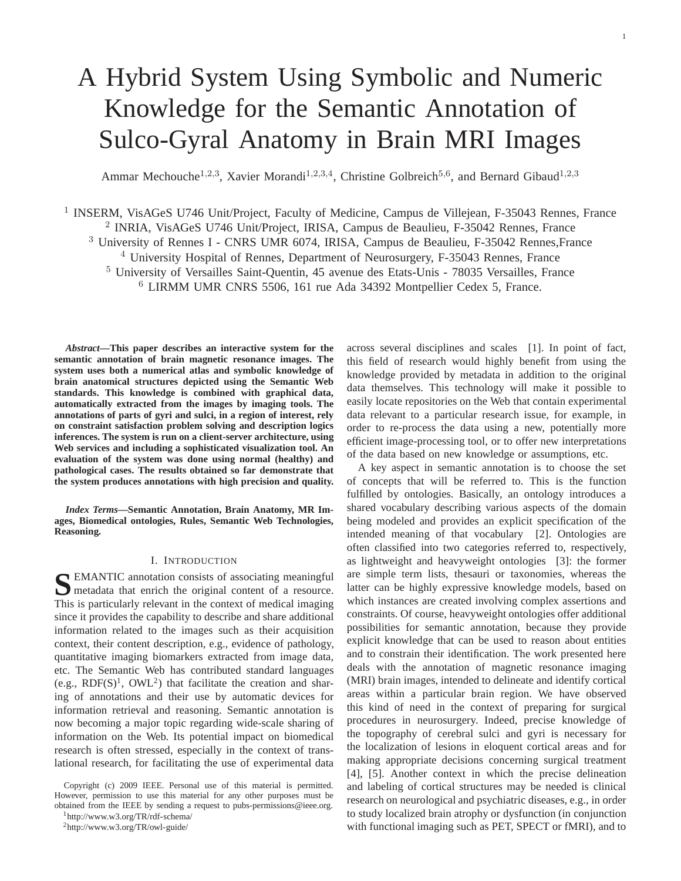# A Hybrid System Using Symbolic and Numeric Knowledge for the Semantic Annotation of Sulco-Gyral Anatomy in Brain MRI Images

Ammar Mechouche[1,2,3], Xavier Morandi[1,2,3,4], Christine Golbreich[5,6], and Bernard Gibaud[1,2,3]

[1] INSERM, VisAGeS U746 Unit/Project, Faculty of Medicine, Campus de Villejean, F-35043 Rennes, France
[2] INRIA, VisAGeS U746 Unit/Project, IRISA, Campus de Beaulieu, F-35042 Rennes, France
[3] University of Rennes I - CNRS UMR 6074, IRISA, Campus de Beaulieu, F-35042 Rennes,France
[4] University Hospital of Rennes, Department of Neurosurgery, F-35043 Rennes, France
[5] University of Versailles Saint-Quentin, 45 avenue des Etats-Unis - 78035 Versailles, France
[6] LIRMM UMR CNRS 5506, 161 rue Ada 34392 Montpellier Cedex 5, France.

***Abstract*—This paper describes an interactive system for the semantic annotation of brain magnetic resonance images. The system uses both a numerical atlas and symbolic knowledge of brain anatomical structures depicted using the Semantic Web standards. This knowledge is combined with graphical data, automatically extracted from the images by imaging tools. The annotations of parts of gyri and sulci, in a region of interest, rely on constraint satisfaction problem solving and description logics inferences. The system is run on a client-server architecture, using Web services and including a sophisticated visualization tool. An evaluation of the system was done using normal (healthy) and pathological cases. The results obtained so far demonstrate that the system produces annotations with high precision and quality.**

***Index Terms*—Semantic Annotation, Brain Anatomy, MR Images, Biomedical ontologies, Rules, Semantic Web Technologies, Reasoning.**

## I. Introduction

SEMANTIC annotation consists of associating meaningful metadata that enrich the original content of a resource. This is particularly relevant in the context of medical imaging since it provides the capability to describe and share additional information related to the images such as their acquisition context, their content description, e.g., evidence of pathology, quantitative imaging biomarkers extracted from image data, etc. The Semantic Web has contributed standard languages (e.g., RDF(S)[1], OWL[2]) that facilitate the creation and sharing of annotations and their use by automatic devices for information retrieval and reasoning. Semantic annotation is now becoming a major topic regarding wide-scale sharing of information on the Web. Its potential impact on biomedical research is often stressed, especially in the context of translational research, for facilitating the use of experimental data across several disciplines and scales [1]. In point of fact, this field of research would highly benefit from using the knowledge provided by metadata in addition to the original data themselves. This technology will make it possible to easily locate repositories on the Web that contain experimental data relevant to a particular research issue, for example, in order to re-process the data using a new, potentially more efficient image-processing tool, or to offer new interpretations of the data based on new knowledge or assumptions, etc.

A key aspect in semantic annotation is to choose the set of concepts that will be referred to. This is the function fulfilled by ontologies. Basically, an ontology introduces a shared vocabulary describing various aspects of the domain being modeled and provides an explicit specification of the intended meaning of that vocabulary [2]. Ontologies are often classified into two categories referred to, respectively, as lightweight and heavyweight ontologies [3]: the former are simple term lists, thesauri or taxonomies, whereas the latter can be highly expressive knowledge models, based on which instances are created involving complex assertions and constraints. Of course, heavyweight ontologies offer additional possibilities for semantic annotation, because they provide explicit knowledge that can be used to reason about entities and to constrain their identification. The work presented here deals with the annotation of magnetic resonance imaging (MRI) brain images, intended to delineate and identify cortical areas within a particular brain region. We have observed this kind of need in the context of preparing for surgical procedures in neurosurgery. Indeed, precise knowledge of the topography of cerebral sulci and gyri is necessary for the localization of lesions in eloquent cortical areas and for making appropriate decisions concerning surgical treatment [4], [5]. Another context in which the precise delineation and labeling of cortical structures may be needed is clinical research on neurological and psychiatric diseases, e.g., in order to study localized brain atrophy or dysfunction (in conjunction with functional imaging such as PET, SPECT or fMRI), and to

Copyright (c) 2009 IEEE. Personal use of this material is permitted. However, permission to use this material for any other purposes must be obtained from the IEEE by sending a request to pubs-permissions@ieee.org.

[1] http://www.w3.org/TR/rdf-schema/

[2] http://www.w3.org/TR/owl-guide/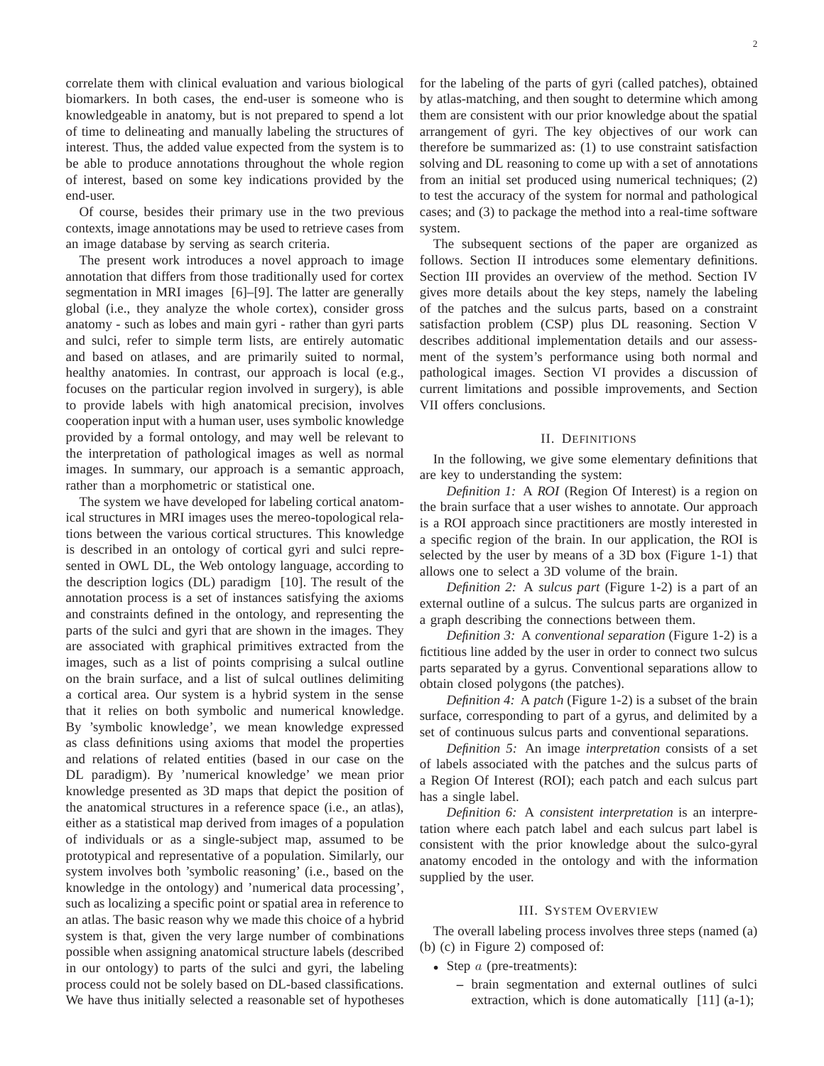correlate them with clinical evaluation and various biological biomarkers. In both cases, the end-user is someone who is knowledgeable in anatomy, but is not prepared to spend a lot of time to delineating and manually labeling the structures of interest. Thus, the added value expected from the system is to be able to produce annotations throughout the whole region of interest, based on some key indications provided by the end-user.

Of course, besides their primary use in the two previous contexts, image annotations may be used to retrieve cases from an image database by serving as search criteria.

The present work introduces a novel approach to image annotation that differs from those traditionally used for cortex segmentation in MRI images [6]–[9]. The latter are generally global (i.e., they analyze the whole cortex), consider gross anatomy - such as lobes and main gyri - rather than gyri parts and sulci, refer to simple term lists, are entirely automatic and based on atlases, and are primarily suited to normal, healthy anatomies. In contrast, our approach is local (e.g., focuses on the particular region involved in surgery), is able to provide labels with high anatomical precision, involves cooperation input with a human user, uses symbolic knowledge provided by a formal ontology, and may well be relevant to the interpretation of pathological images as well as normal images. In summary, our approach is a semantic approach, rather than a morphometric or statistical one.

The system we have developed for labeling cortical anatomical structures in MRI images uses the mereo-topological relations between the various cortical structures. This knowledge is described in an ontology of cortical gyri and sulci represented in OWL DL, the Web ontology language, according to the description logics (DL) paradigm [10]. The result of the annotation process is a set of instances satisfying the axioms and constraints defined in the ontology, and representing the parts of the sulci and gyri that are shown in the images. They are associated with graphical primitives extracted from the images, such as a list of points comprising a sulcal outline on the brain surface, and a list of sulcal outlines delimiting a cortical area. Our system is a hybrid system in the sense that it relies on both symbolic and numerical knowledge. By 'symbolic knowledge', we mean knowledge expressed as class definitions using axioms that model the properties and relations of related entities (based in our case on the DL paradigm). By 'numerical knowledge' we mean prior knowledge presented as 3D maps that depict the position of the anatomical structures in a reference space (i.e., an atlas), either as a statistical map derived from images of a population of individuals or as a single-subject map, assumed to be prototypical and representative of a population. Similarly, our system involves both 'symbolic reasoning' (i.e., based on the knowledge in the ontology) and 'numerical data processing', such as localizing a specific point or spatial area in reference to an atlas. The basic reason why we made this choice of a hybrid system is that, given the very large number of combinations possible when assigning anatomical structure labels (described in our ontology) to parts of the sulci and gyri, the labeling process could not be solely based on DL-based classifications. We have thus initially selected a reasonable set of hypotheses for the labeling of the parts of gyri (called patches), obtained by atlas-matching, and then sought to determine which among them are consistent with our prior knowledge about the spatial arrangement of gyri. The key objectives of our work can therefore be summarized as: (1) to use constraint satisfaction solving and DL reasoning to come up with a set of annotations from an initial set produced using numerical techniques; (2) to test the accuracy of the system for normal and pathological cases; and (3) to package the method into a real-time software system.

The subsequent sections of the paper are organized as follows. Section II introduces some elementary definitions. Section III provides an overview of the method. Section IV gives more details about the key steps, namely the labeling of the patches and the sulcus parts, based on a constraint satisfaction problem (CSP) plus DL reasoning. Section V describes additional implementation details and our assessment of the system's performance using both normal and pathological images. Section VI provides a discussion of current limitations and possible improvements, and Section VII offers conclusions.

## II. Definitions

In the following, we give some elementary definitions that are key to understanding the system:

*Definition 1:* A *ROI* (Region Of Interest) is a region on the brain surface that a user wishes to annotate. Our approach is a ROI approach since practitioners are mostly interested in a specific region of the brain. In our application, the ROI is selected by the user by means of a 3D box (Figure 1-1) that allows one to select a 3D volume of the brain.

*Definition 2:* A *sulcus part* (Figure 1-2) is a part of an external outline of a sulcus. The sulcus parts are organized in a graph describing the connections between them.

*Definition 3:* A *conventional separation* (Figure 1-2) is a fictitious line added by the user in order to connect two sulcus parts separated by a gyrus. Conventional separations allow to obtain closed polygons (the patches).

*Definition 4:* A *patch* (Figure 1-2) is a subset of the brain surface, corresponding to part of a gyrus, and delimited by a set of continuous sulcus parts and conventional separations.

*Definition 5:* An image *interpretation* consists of a set of labels associated with the patches and the sulcus parts of a Region Of Interest (ROI); each patch and each sulcus part has a single label.

*Definition 6:* A *consistent interpretation* is an interpretation where each patch label and each sulcus part label is consistent with the prior knowledge about the sulco-gyral anatomy encoded in the ontology and with the information supplied by the user.

## III. System Overview

The overall labeling process involves three steps (named (a) (b) (c) in Figure 2) composed of:

- Step $a$ (pre-treatments):
  - brain segmentation and external outlines of sulci extraction, which is done automatically [11] (a-1);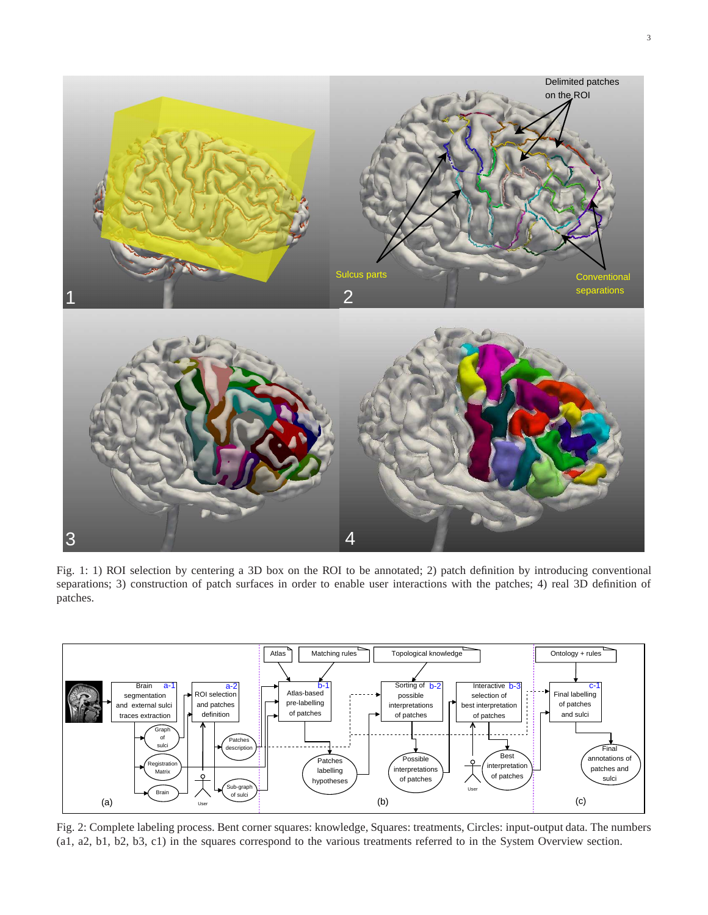Fig. 1: 1) ROI selection by centering a 3D box on the ROI to be annotated; 2) patch definition by introducing conventional separations; 3) construction of patch surfaces in order to enable user interactions with the patches; 4) real 3D definition of patches.

Fig. 2: Complete labeling process. Bent corner squares: knowledge, Squares: treatments, Circles: input-output data. The numbers (a1, a2, b1, b2, b3, c1) in the squares correspond to the various treatments referred to in the System Overview section.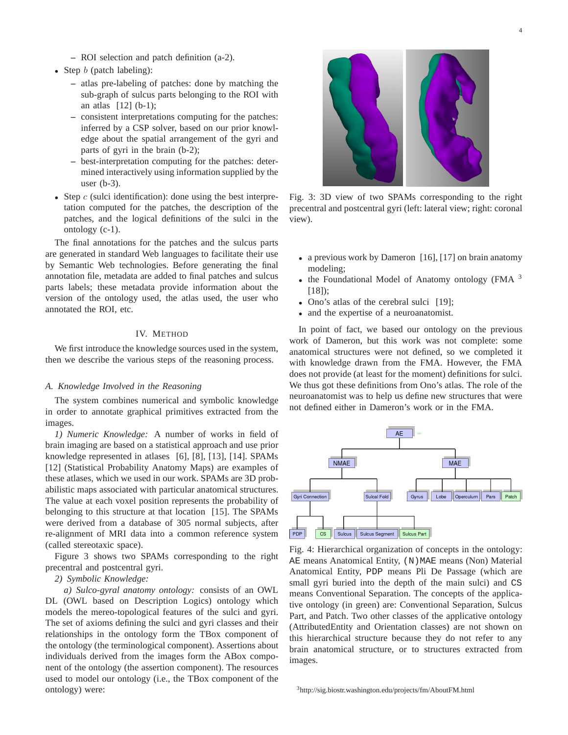- ROI selection and patch definition (a-2).
- Step $b$ (patch labeling):
   - atlas pre-labeling of patches: done by matching the sub-graph of sulcus parts belonging to the ROI with an atlas [12] (b-1);
   - consistent interpretations computing for the patches: inferred by a CSP solver, based on our prior knowledge about the spatial arrangement of the gyri and parts of gyri in the brain (b-2);
   - best-interpretation computing for the patches: determined interactively using information supplied by the user (b-3).
- Step $c$ (sulci identification): done using the best interpretation computed for the patches, the description of the patches, and the logical definitions of the sulci in the ontology (c-1).

The final annotations for the patches and the sulcus parts are generated in standard Web languages to facilitate their use by Semantic Web technologies. Before generating the final annotation file, metadata are added to final patches and sulcus parts labels; these metadata provide information about the version of the ontology used, the atlas used, the user who annotated the ROI, etc.

## IV. Method

We first introduce the knowledge sources used in the system, then we describe the various steps of the reasoning process.

### A. Knowledge Involved in the Reasoning

The system combines numerical and symbolic knowledge in order to annotate graphical primitives extracted from the images.

*1) Numeric Knowledge:* A number of works in field of brain imaging are based on a statistical approach and use prior knowledge represented in atlases [6], [8], [13], [14]. SPAMs [12] (Statistical Probability Anatomy Maps) are examples of these atlases, which we used in our work. SPAMs are 3D probabilistic maps associated with particular anatomical structures. The value at each voxel position represents the probability of belonging to this structure at that location [15]. The SPAMs were derived from a database of 305 normal subjects, after re-alignment of MRI data into a common reference system (called stereotaxic space).

Figure 3 shows two SPAMs corresponding to the right precentral and postcentral gyri.

*2) Symbolic Knowledge:*

*a) Sulco-gyral anatomy ontology:* consists of an OWL DL (OWL based on Description Logics) ontology which models the mereo-topological features of the sulci and gyri. The set of axioms defining the sulci and gyri classes and their relationships in the ontology form the TBox component of the ontology (the terminological component). Assertions about individuals derived from the images form the ABox component of the ontology (the assertion component). The resources used to model our ontology (i.e., the TBox component of the ontology) were:

Fig. 3: 3D view of two SPAMs corresponding to the right precentral and postcentral gyri (left: lateral view; right: coronal view).

- a previous work by Dameron [16], [17] on brain anatomy modeling;
- the Foundational Model of Anatomy ontology (FMA [3] [18]);
- Ono's atlas of the cerebral sulci [19];
- and the expertise of a neuroanatomist.

In point of fact, we based our ontology on the previous work of Dameron, but this work was not complete: some anatomical structures were not defined, so we completed it with knowledge drawn from the FMA. However, the FMA does not provide (at least for the moment) definitions for sulci. We thus got these definitions from Ono's atlas. The role of the neuroanatomist was to help us define new structures that were not defined either in Dameron's work or in the FMA.

Fig. 4: Hierarchical organization of concepts in the ontology: AE means Anatomical Entity, (N)MAE means (Non) Material Anatomical Entity, PDP means Pli De Passage (which are small gyri buried into the depth of the main sulci) and CS means Conventional Separation. The concepts of the applicative ontology (in green) are: Conventional Separation, Sulcus Part, and Patch. Two other classes of the applicative ontology (AttributedEntity and Orientation classes) are not shown on this hierarchical structure because they do not refer to any brain anatomical structure, or to structures extracted from images.

[3] http://sig.biostr.washington.edu/projects/fm/AboutFM.html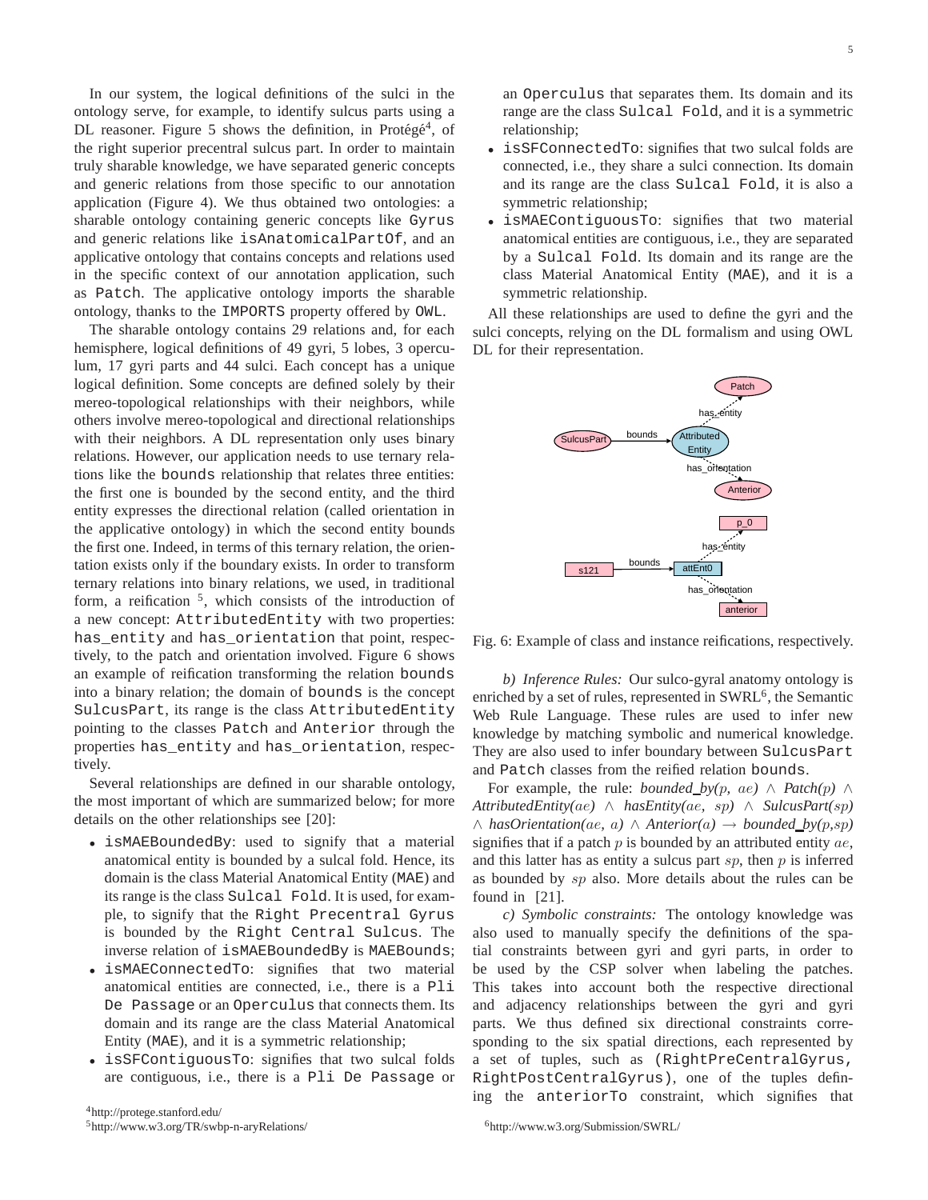In our system, the logical definitions of the sulci in the ontology serve, for example, to identify sulcus parts using a DL reasoner. Figure 5 shows the definition, in Protégé[4], of the right superior precentral sulcus part. In order to maintain truly sharable knowledge, we have separated generic concepts and generic relations from those specific to our annotation application (Figure 4). We thus obtained two ontologies: a sharable ontology containing generic concepts like `Gyrus` and generic relations like `isAnatomicalPartOf`, and an applicative ontology that contains concepts and relations used in the specific context of our annotation application, such as `Patch`. The applicative ontology imports the sharable ontology, thanks to the `IMPORTS` property offered by `OWL`.

The sharable ontology contains 29 relations and, for each hemisphere, logical definitions of 49 gyri, 5 lobes, 3 operculum, 17 gyri parts and 44 sulci. Each concept has a unique logical definition. Some concepts are defined solely by their mereo-topological relationships with their neighbors, while others involve mereo-topological and directional relationships with their neighbors. A DL representation only uses binary relations. However, our application needs to use ternary relations like the `bounds` relationship that relates three entities: the first one is bounded by the second entity, and the third entity expresses the directional relation (called orientation in the applicative ontology) in which the second entity bounds the first one. Indeed, in terms of this ternary relation, the orientation exists only if the boundary exists. In order to transform ternary relations into binary relations, we used, in traditional form, a reification [5], which consists of the introduction of a new concept: `AttributedEntity` with two properties: `has_entity` and `has_orientation` that point, respectively, to the patch and orientation involved. Figure 6 shows an example of reification transforming the relation `bounds` into a binary relation; the domain of `bounds` is the concept `SulcusPart`, its range is the class `AttributedEntity` pointing to the classes `Patch` and `Anterior` through the properties `has_entity` and `has_orientation`, respectively.

Several relationships are defined in our sharable ontology, the most important of which are summarized below; for more details on the other relationships see [20]:

- `isMAEBoundedBy`: used to signify that a material anatomical entity is bounded by a sulcal fold. Hence, its domain is the class Material Anatomical Entity (`MAE`) and its range is the class `Sulcal Fold`. It is used, for example, to signify that the `Right Precentral Gyrus` is bounded by the `Right Central Sulcus`. The inverse relation of `isMAEBoundedBy` is `MAEBounds`;
- `isMAEConnectedTo`: signifies that two material anatomical entities are connected, i.e., there is a `Pli De Passage` or an `Operculus` that connects them. Its domain and its range are the class Material Anatomical Entity (`MAE`), and it is a symmetric relationship;
- `isSFContiguousTo`: signifies that two sulcal folds are contiguous, i.e., there is a `Pli De Passage` or an `Operculus` that separates them. Its domain and its range are the class `Sulcal Fold`, and it is a symmetric relationship;
- `isSFConnectedTo`: signifies that two sulcal folds are connected, i.e., they share a sulci connection. Its domain and its range are the class `Sulcal Fold`, it is also a symmetric relationship;
- `isMAEContiguousTo`: signifies that two material anatomical entities are contiguous, i.e., they are separated by a `Sulcal Fold`. Its domain and its range are the class Material Anatomical Entity (`MAE`), and it is a symmetric relationship.

All these relationships are used to define the gyri and the sulci concepts, relying on the DL formalism and using OWL DL for their representation.

Fig. 6: Example of class and instance reifications, respectively.

*b) Inference Rules:* Our sulco-gyral anatomy ontology is enriched by a set of rules, represented in SWRL[6], the Semantic Web Rule Language. These rules are used to infer new knowledge by matching symbolic and numerical knowledge. They are also used to infer boundary between `SulcusPart` and `Patch` classes from the reified relation `bounds`.

For example, the rule: *bounded_by*$(p, ae)$ $\wedge$ *Patch*$(p)$ $\wedge$ *AttributedEntity*$(ae)$ $\wedge$ *hasEntity*$(ae, sp)$ $\wedge$ *SulcusPart*$(sp)$ $\wedge$ *hasOrientation*$(ae, a)$ $\wedge$ *Anterior*$(a)$ $\rightarrow$ *bounded_by*$(p,sp)$ signifies that if a patch $p$ is bounded by an attributed entity $ae$, and this latter has as entity a sulcus part $sp$, then $p$ is inferred as bounded by $sp$ also. More details about the rules can be found in [21].

*c) Symbolic constraints:* The ontology knowledge was also used to manually specify the definitions of the spatial constraints between gyri and gyri parts, in order to be used by the CSP solver when labeling the patches. This takes into account both the respective directional and adjacency relationships between the gyri and gyri parts. We thus defined six directional constraints corresponding to the six spatial directions, each represented by a set of tuples, such as `(RightPreCentralGyrus, RightPostCentralGyrus)`, one of the tuples defining the `anteriorTo` constraint, which signifies that

[4] http://protege.stanford.edu/

[5] http://www.w3.org/TR/swbp-n-aryRelations/

[6] http://www.w3.org/Submission/SWRL/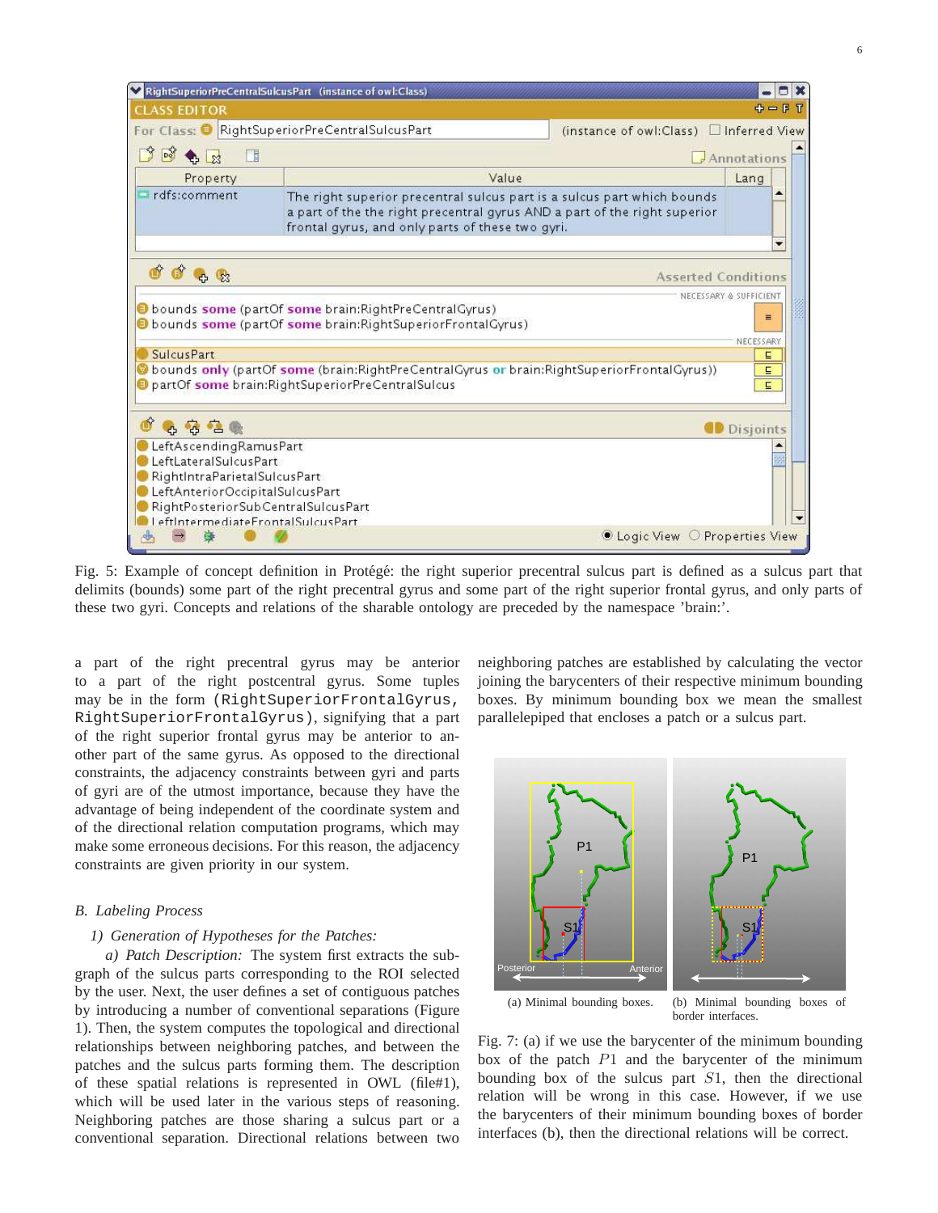Fig. 5: Example of concept definition in Protégé: the right superior precentral sulcus part is defined as a sulcus part that delimits (bounds) some part of the right precentral gyrus and some part of the right superior frontal gyrus, and only parts of these two gyri. Concepts and relations of the sharable ontology are preceded by the namespace 'brain:'.

a part of the right precentral gyrus may be anterior to a part of the right postcentral gyrus. Some tuples may be in the form `(RightSuperiorFrontalGyrus, RightSuperiorFrontalGyrus)`, signifying that a part of the right superior frontal gyrus may be anterior to another part of the same gyrus. As opposed to the directional constraints, the adjacency constraints between gyri and parts of gyri are of the utmost importance, because they have the advantage of being independent of the coordinate system and of the directional relation computation programs, which may make some erroneous decisions. For this reason, the adjacency constraints are given priority in our system.

### B. Labeling Process

#### 1) Generation of Hypotheses for the Patches:

*a) Patch Description:* The system first extracts the subgraph of the sulcus parts corresponding to the ROI selected by the user. Next, the user defines a set of contiguous patches by introducing a number of conventional separations (Figure 1). Then, the system computes the topological and directional relationships between neighboring patches, and between the patches and the sulcus parts forming them. The description of these spatial relations is represented in OWL (file#1), which will be used later in the various steps of reasoning. Neighboring patches are those sharing a sulcus part or a conventional separation. Directional relations between two neighboring patches are established by calculating the vector joining the barycenters of their respective minimum bounding boxes. By minimum bounding box we mean the smallest parallelepiped that encloses a patch or a sulcus part.

(a) Minimal bounding boxes.

(b) Minimal bounding boxes of border interfaces.

Fig. 7: (a) if we use the barycenter of the minimum bounding box of the patch $P1$ and the barycenter of the minimum bounding box of the sulcus part $S1$, then the directional relation will be wrong in this case. However, if we use the barycenters of their minimum bounding boxes of border interfaces (b), then the directional relations will be correct.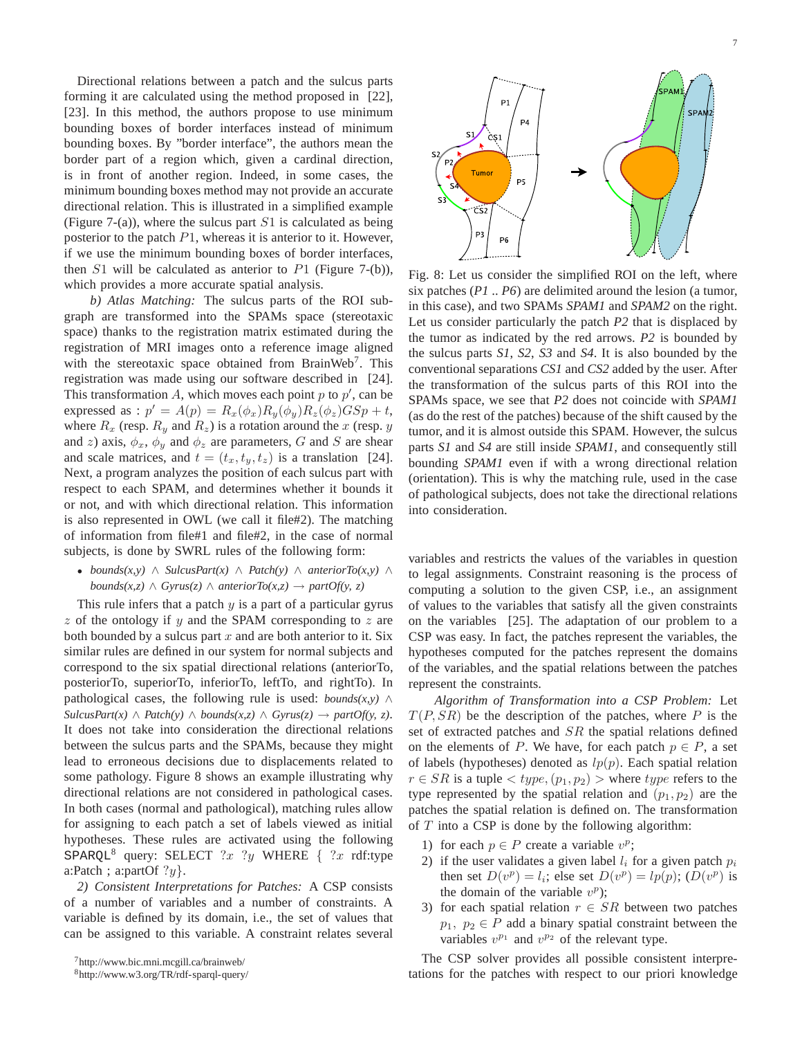Directional relations between a patch and the sulcus parts forming it are calculated using the method proposed in [22], [23]. In this method, the authors propose to use minimum bounding boxes of border interfaces instead of minimum bounding boxes. By "border interface", the authors mean the border part of a region which, given a cardinal direction, is in front of another region. Indeed, in some cases, the minimum bounding boxes method may not provide an accurate directional relation. This is illustrated in a simplified example (Figure 7-(a)), where the sulcus part $S1$ is calculated as being posterior to the patch $P1$, whereas it is anterior to it. However, if we use the minimum bounding boxes of border interfaces, then $S1$ will be calculated as anterior to $P1$ (Figure 7-(b)), which provides a more accurate spatial analysis.

*b) Atlas Matching:* The sulcus parts of the ROI subgraph are transformed into the SPAMs space (stereotaxic space) thanks to the registration matrix estimated during the registration of MRI images onto a reference image aligned with the stereotaxic space obtained from BrainWeb[7]. This registration was made using our software described in [24]. This transformation $A$, which moves each point $p$ to $p'$, can be expressed as : $p' = A(p) = R_x(\phi_x)R_y(\phi_y)R_z(\phi_z)GSp + t$, where $R_x$ (resp. $R_y$ and $R_z$) is a rotation around the $x$ (resp. $y$ and $z$) axis, $\phi_x$, $\phi_y$ and $\phi_z$ are parameters, $G$ and $S$ are shear and scale matrices, and $t = (t_x, t_y, t_z)$ is a translation [24]. Next, a program analyzes the position of each sulcus part with respect to each SPAM, and determines whether it bounds it or not, and with which directional relation. This information is also represented in OWL (we call it file#2). The matching of information from file#1 and file#2, in the case of normal subjects, is done by SWRL rules of the following form:

- *bounds(x,y)* ∧ *SulcusPart(x)* ∧ *Patch(y)* ∧ *anteriorTo(x,y)* ∧ *bounds(x,z)* ∧ *Gyrus(z)* ∧ *anteriorTo(x,z)* → *partOf(y, z)*

This rule infers that a patch $y$ is a part of a particular gyrus $z$ of the ontology if $y$ and the SPAM corresponding to $z$ are both bounded by a sulcus part $x$ and are both anterior to it. Six similar rules are defined in our system for normal subjects and correspond to the six spatial directional relations (anteriorTo, posteriorTo, superiorTo, inferiorTo, leftTo, and rightTo). In pathological cases, the following rule is used: *bounds(x,y)* ∧ *SulcusPart(x)* ∧ *Patch(y)* ∧ *bounds(x,z)* ∧ *Gyrus(z)* → *partOf(y, z)*. It does not take into consideration the directional relations between the sulcus parts and the SPAMs, because they might lead to erroneous decisions due to displacements related to some pathology. Figure 8 shows an example illustrating why directional relations are not considered in pathological cases. In both cases (normal and pathological), matching rules allow for assigning to each patch a set of labels viewed as initial hypotheses. These rules are activated using the following SPARQL[8] query: SELECT $?x$ $?y$ WHERE { $?x$ rdf:type a:Patch ; a:partOf $?y$}.

Fig. 8: Let us consider the simplified ROI on the left, where six patches (*P1* .. *P6*) are delimited around the lesion (a tumor, in this case), and two SPAMs *SPAM1* and *SPAM2* on the right. Let us consider particularly the patch *P2* that is displaced by the tumor as indicated by the red arrows. *P2* is bounded by the sulcus parts *S1*, *S2*, *S3* and *S4*. It is also bounded by the conventional separations *CS1* and *CS2* added by the user. After the transformation of the sulcus parts of this ROI into the SPAMs space, we see that *P2* does not coincide with *SPAM1* (as do the rest of the patches) because of the shift caused by the tumor, and it is almost outside this SPAM. However, the sulcus parts *S1* and *S4* are still inside *SPAM1*, and consequently still bounding *SPAM1* even if with a wrong directional relation (orientation). This is why the matching rule, used in the case of pathological subjects, does not take the directional relations into consideration.

*2) Consistent Interpretations for Patches:* A CSP consists of a number of variables and a number of constraints. A variable is defined by its domain, i.e., the set of values that can be assigned to this variable. A constraint relates several variables and restricts the values of the variables in question to legal assignments. Constraint reasoning is the process of computing a solution to the given CSP, i.e., an assignment of values to the variables that satisfy all the given constraints on the variables [25]. The adaptation of our problem to a CSP was easy. In fact, the patches represent the variables, the hypotheses computed for the patches represent the domains of the variables, and the spatial relations between the patches represent the constraints.

*Algorithm of Transformation into a CSP Problem:* Let $T(P, SR)$ be the description of the patches, where $P$ is the set of extracted patches and $SR$ the spatial relations defined on the elements of $P$. We have, for each patch $p \in P$, a set of labels (hypotheses) denoted as $lp(p)$. Each spatial relation $r \in SR$ is a tuple $< type, (p_1, p_2) >$ where $type$ refers to the type represented by the spatial relation and $(p_1, p_2)$ are the patches the spatial relation is defined on. The transformation of $T$ into a CSP is done by the following algorithm:

1) for each $p \in P$ create a variable $v^p$;
2) if the user validates a given label $l_i$ for a given patch $p_i$ then set $D(v^p) = l_i$; else set $D(v^p) = lp(p)$; ($D(v^p)$ is the domain of the variable $v^p$);
3) for each spatial relation $r \in SR$ between two patches $p_1,\ p_2 \in P$ add a binary spatial constraint between the variables $v^{p_1}$ and $v^{p_2}$ of the relevant type.

The CSP solver provides all possible consistent interpretations for the patches with respect to our priori knowledge

[7] http://www.bic.mni.mcgill.ca/brainweb/

[8] http://www.w3.org/TR/rdf-sparql-query/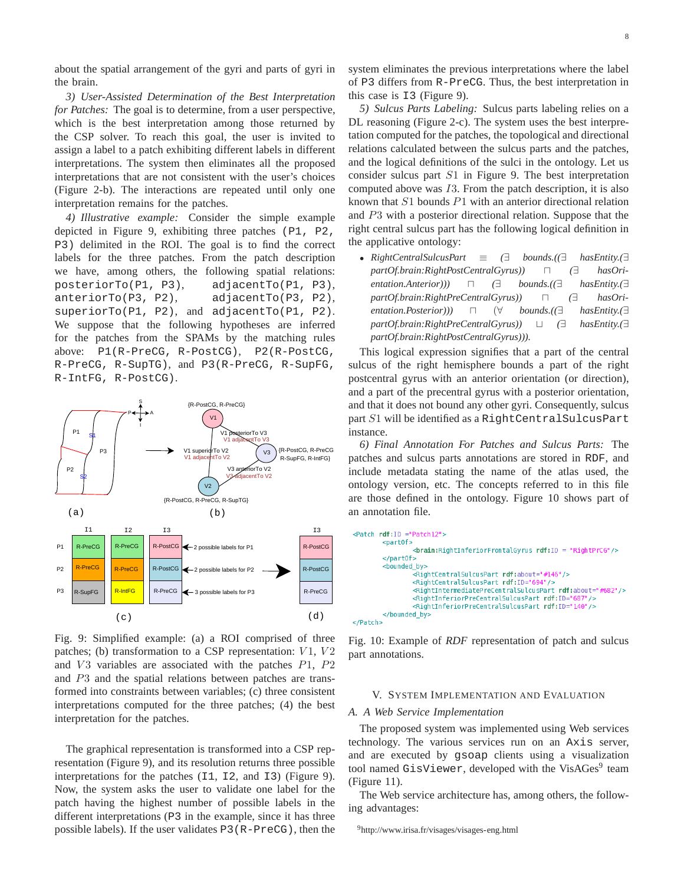about the spatial arrangement of the gyri and parts of gyri in the brain.

*3) User-Assisted Determination of the Best Interpretation for Patches:* The goal is to determine, from a user perspective, which is the best interpretation among those returned by the CSP solver. To reach this goal, the user is invited to assign a label to a patch exhibiting different labels in different interpretations. The system then eliminates all the proposed interpretations that are not consistent with the user's choices (Figure 2-b). The interactions are repeated until only one interpretation remains for the patches.

*4) Illustrative example:* Consider the simple example depicted in Figure 9, exhibiting three patches (`P1, P2, P3`) delimited in the ROI. The goal is to find the correct labels for the three patches. From the patch description we have, among others, the following spatial relations: `posteriorTo(P1, P3)`, `adjacentTo(P1, P3)`, `anteriorTo(P3, P2)`, `adjacentTo(P3, P2)`, `superiorTo(P1, P2)`, and `adjacentTo(P1, P2)`. We suppose that the following hypotheses are inferred for the patches from the SPAMs by the matching rules above: `P1(R-PreCG, R-PostCG)`, `P2(R-PostCG, R-PreCG, R-SupTG)`, and `P3(R-PreCG, R-SupFG, R-IntFG, R-PostCG)`.

Fig. 9: Simplified example: (a) a ROI comprised of three patches; (b) transformation to a CSP representation: $V1$, $V2$ and $V3$ variables are associated with the patches $P1$, $P2$ and $P3$ and the spatial relations between patches are transformed into constraints between variables; (c) three consistent interpretations computed for the three patches; (4) the best interpretation for the patches.

The graphical representation is transformed into a CSP representation (Figure 9), and its resolution returns three possible interpretations for the patches (`I1`, `I2`, and `I3`) (Figure 9). Now, the system asks the user to validate one label for the patch having the highest number of possible labels in the different interpretations (`P3` in the example, since it has three possible labels). If the user validates `P3(R-PreCG)`, then the system eliminates the previous interpretations where the label of `P3` differs from `R-PreCG`. Thus, the best interpretation in this case is `I3` (Figure 9).

*5) Sulcus Parts Labeling:* Sulcus parts labeling relies on a DL reasoning (Figure 2-c). The system uses the best interpretation computed for the patches, the topological and directional relations calculated between the sulcus parts and the patches, and the logical definitions of the sulci in the ontology. Let us consider sulcus part $S1$ in Figure 9. The best interpretation computed above was $I3$. From the patch description, it is also known that $S1$ bounds $P1$ with an anterior directional relation and $P3$ with a posterior directional relation. Suppose that the right central sulcus part has the following logical definition in the applicative ontology:

- *RightCentralSulcusPart* $\equiv$ ($\exists$ *bounds*.(($\exists$ *hasEntity*.($\exists$ *partOf.brain:RightPostCentralGyrus*)) $\sqcap$ ($\exists$ *hasOrientation.Anterior*))) $\sqcap$ ($\exists$ *bounds*.(($\exists$ *hasEntity*.($\exists$ *partOf.brain:RightPreCentralGyrus*)) $\sqcap$ ($\exists$ *hasOrientation.Posterior*))) $\sqcap$ ($\forall$ *bounds*.(($\exists$ *hasEntity*.($\exists$ *partOf.brain:RightPreCentralGyrus*)) $\sqcup$ ($\exists$ *hasEntity*.($\exists$ *partOf.brain:RightPostCentralGyrus*))).

This logical expression signifies that a part of the central sulcus of the right hemisphere bounds a part of the right postcentral gyrus with an anterior orientation (or direction), and a part of the precentral gyrus with a posterior orientation, and that it does not bound any other gyri. Consequently, sulcus part $S1$ will be identified as a `RightCentralSulcusPart` instance.

*6) Final Annotation For Patches and Sulcus Parts:* The patches and sulcus parts annotations are stored in `RDF`, and include metadata stating the name of the atlas used, the ontology version, etc. The concepts referred to in this file are those defined in the ontology. Figure 10 shows part of an annotation file.

```
<Patch rdf:ID ="Patch12">
        <partOf>
                <brain:RightInferiorFrontalGyrus rdf:ID = "RightPrCG"/>
        </partOf>
        <bounded_by>
                <RightCentralSulcusPart rdf:about="#146"/>
                <RightCentralSulcusPart rdf:ID="694"/>
                <RightIntermediatePreCentralSulcusPart rdf:about="#682"/>
                <RightInferiorPreCentralSulcusPart rdf:ID="687"/>
                <RightInferiorPreCentralSulcusPart rdf:ID="140"/>
        </bounded_by>
</Patch>
```

Fig. 10: Example of *RDF* representation of patch and sulcus part annotations.

## V. System Implementation and Evaluation

### A. A Web Service Implementation

The proposed system was implemented using Web services technology. The various services run on an `Axis` server, and are executed by `gsoap` clients using a visualization tool named `GisViewer`, developed with the VisAGes[9] team (Figure 11).

The Web service architecture has, among others, the following advantages:

[9] http://www.irisa.fr/visages/visages-eng.html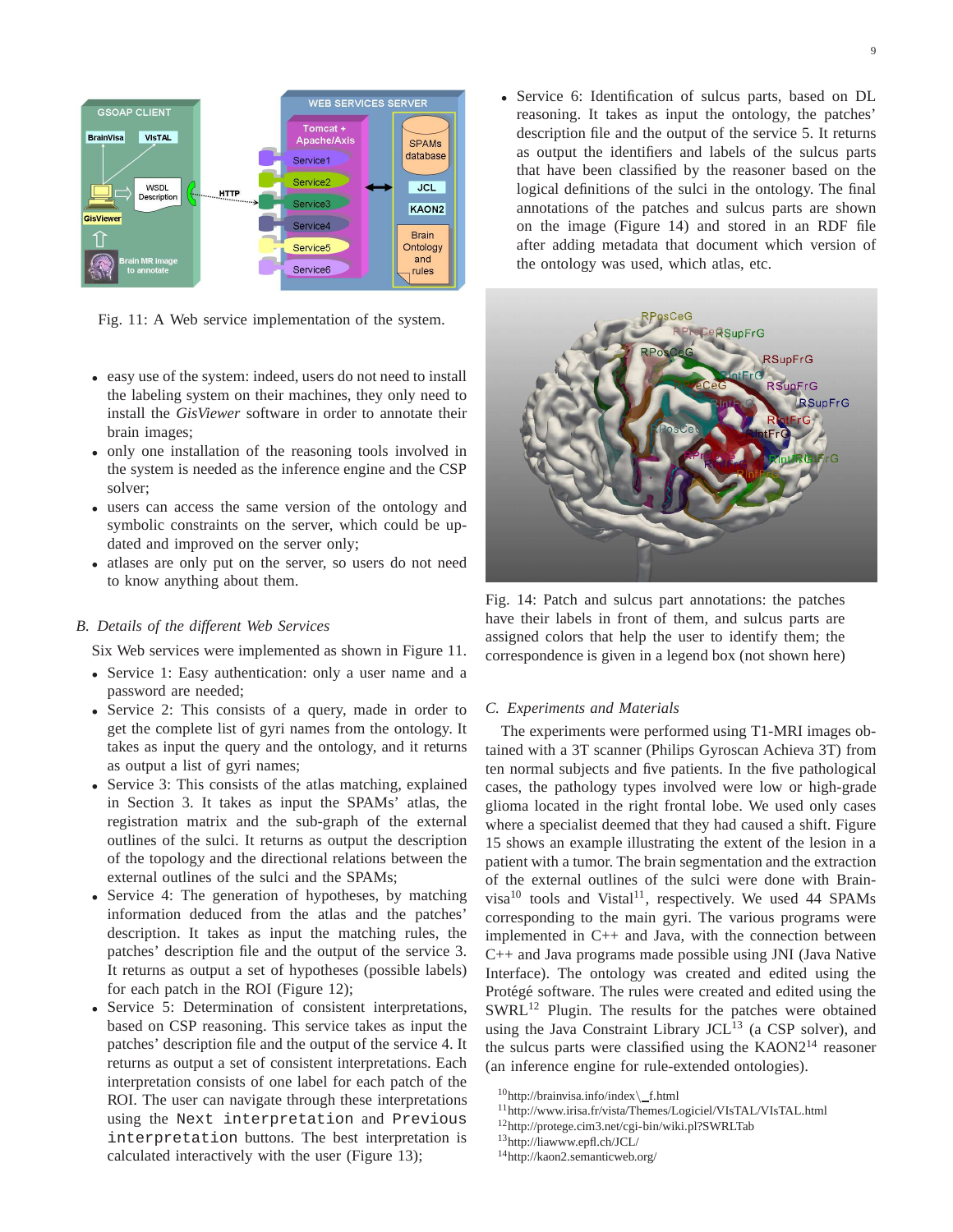Fig. 11: A Web service implementation of the system.

- easy use of the system: indeed, users do not need to install the labeling system on their machines, they only need to install the *GisViewer* software in order to annotate their brain images;
- only one installation of the reasoning tools involved in the system is needed as the inference engine and the CSP solver;
- users can access the same version of the ontology and symbolic constraints on the server, which could be updated and improved on the server only;
- atlases are only put on the server, so users do not need to know anything about them.

### *B. Details of the different Web Services*

Six Web services were implemented as shown in Figure 11.

- Service 1: Easy authentication: only a user name and a password are needed;
- Service 2: This consists of a query, made in order to get the complete list of gyri names from the ontology. It takes as input the query and the ontology, and it returns as output a list of gyri names;
- Service 3: This consists of the atlas matching, explained in Section 3. It takes as input the SPAMs' atlas, the registration matrix and the sub-graph of the external outlines of the sulci. It returns as output the description of the topology and the directional relations between the external outlines of the sulci and the SPAMs;
- Service 4: The generation of hypotheses, by matching information deduced from the atlas and the patches' description. It takes as input the matching rules, the patches' description file and the output of the service 3. It returns as output a set of hypotheses (possible labels) for each patch in the ROI (Figure 12);
- Service 5: Determination of consistent interpretations, based on CSP reasoning. This service takes as input the patches' description file and the output of the service 4. It returns as output a set of consistent interpretations. Each interpretation consists of one label for each patch of the ROI. The user can navigate through these interpretations using the `Next interpretation` and `Previous interpretation` buttons. The best interpretation is calculated interactively with the user (Figure 13);
- Service 6: Identification of sulcus parts, based on DL reasoning. It takes as input the ontology, the patches' description file and the output of the service 5. It returns as output the identifiers and labels of the sulcus parts that have been classified by the reasoner based on the logical definitions of the sulci in the ontology. The final annotations of the patches and sulcus parts are shown on the image (Figure 14) and stored in an RDF file after adding metadata that document which version of the ontology was used, which atlas, etc.

Fig. 14: Patch and sulcus part annotations: the patches have their labels in front of them, and sulcus parts are assigned colors that help the user to identify them; the correspondence is given in a legend box (not shown here)

### *C. Experiments and Materials*

The experiments were performed using T1-MRI images obtained with a 3T scanner (Philips Gyroscan Achieva 3T) from ten normal subjects and five patients. In the five pathological cases, the pathology types involved were low or high-grade glioma located in the right frontal lobe. We used only cases where a specialist deemed that they had caused a shift. Figure 15 shows an example illustrating the extent of the lesion in a patient with a tumor. The brain segmentation and the extraction of the external outlines of the sulci were done with Brainvisa[10] tools and Vistal[11], respectively. We used 44 SPAMs corresponding to the main gyri. The various programs were implemented in C++ and Java, with the connection between C++ and Java programs made possible using JNI (Java Native Interface). The ontology was created and edited using the Protégé software. The rules were created and edited using the SWRL[12] Plugin. The results for the patches were obtained using the Java Constraint Library JCL[13] (a CSP solver), and the sulcus parts were classified using the KAON2[14] reasoner (an inference engine for rule-extended ontologies).

[10] http://brainvisa.info/index\_f.html
[11] http://www.irisa.fr/vista/Themes/Logiciel/VIsTAL/VIsTAL.html
[12] http://protege.cim3.net/cgi-bin/wiki.pl?SWRLTab
[13] http://liawww.epfl.ch/JCL/
[14] http://kaon2.semanticweb.org/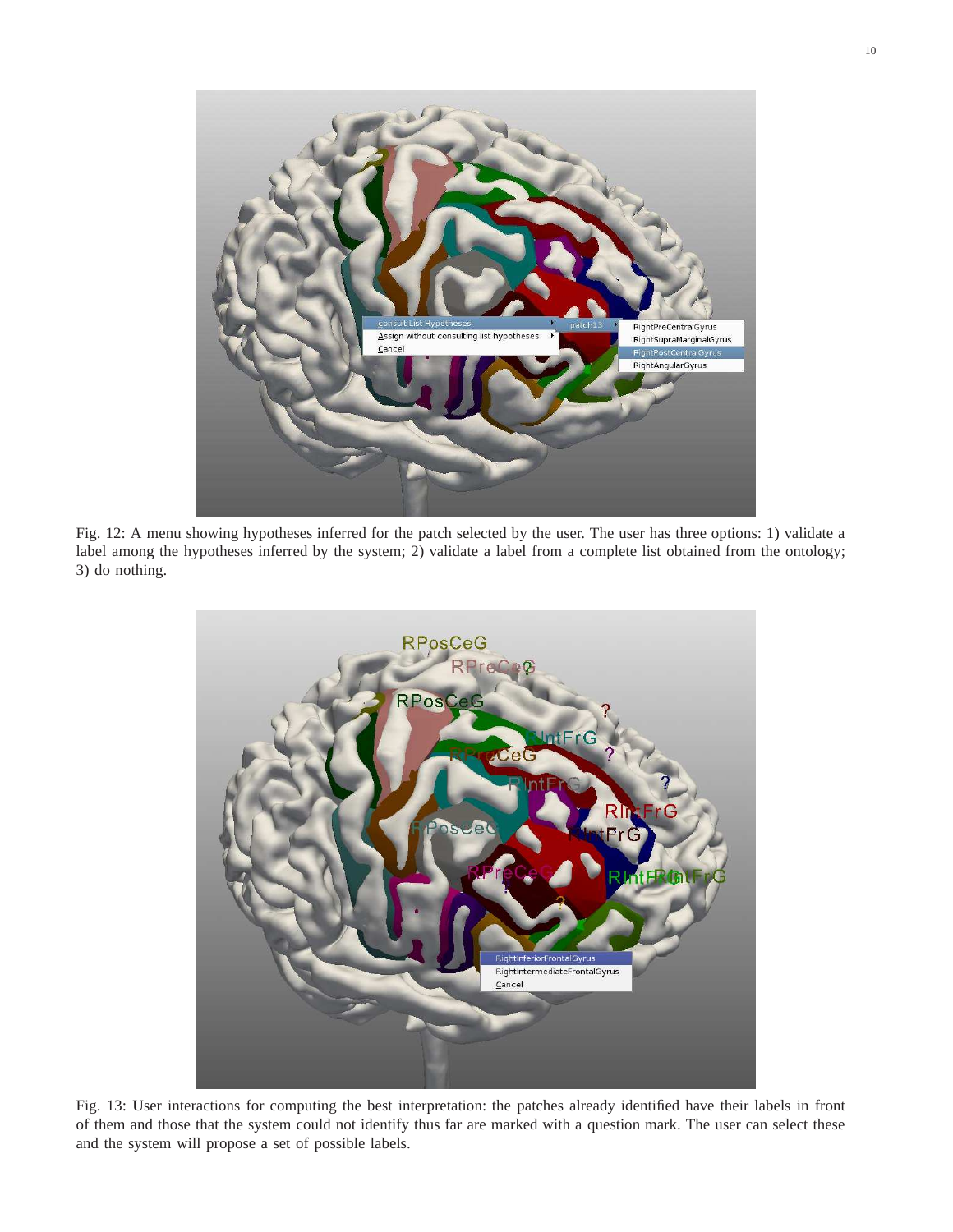Fig. 12: A menu showing hypotheses inferred for the patch selected by the user. The user has three options: 1) validate a label among the hypotheses inferred by the system; 2) validate a label from a complete list obtained from the ontology; 3) do nothing.

Fig. 13: User interactions for computing the best interpretation: the patches already identified have their labels in front of them and those that the system could not identify thus far are marked with a question mark. The user can select these and the system will propose a set of possible labels.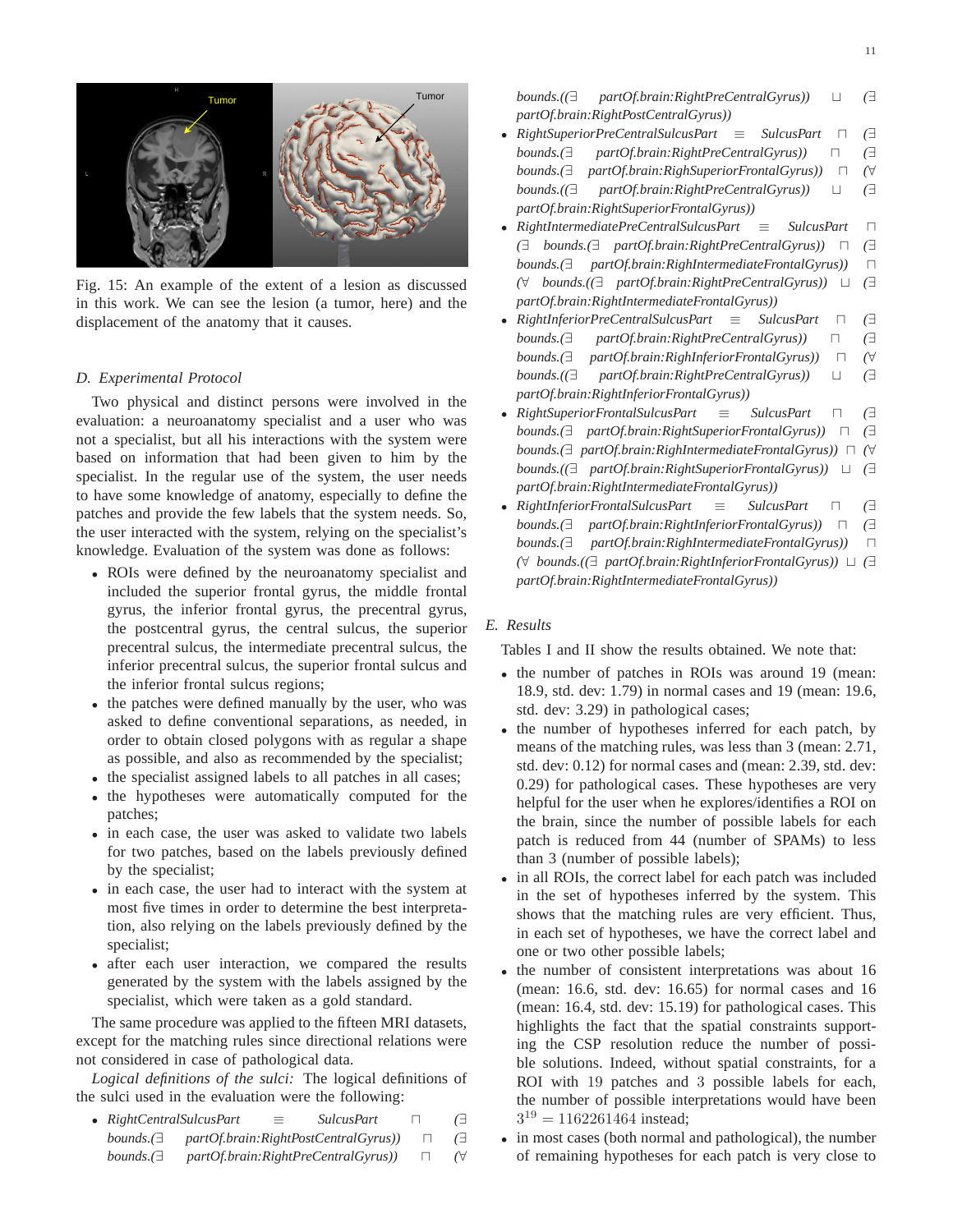Fig. 15: An example of the extent of a lesion as discussed in this work. We can see the lesion (a tumor, here) and the displacement of the anatomy that it causes.

### D. Experimental Protocol

Two physical and distinct persons were involved in the evaluation: a neuroanatomy specialist and a user who was not a specialist, but all his interactions with the system were based on information that had been given to him by the specialist. In the regular use of the system, the user needs to have some knowledge of anatomy, especially to define the patches and provide the few labels that the system needs. So, the user interacted with the system, relying on the specialist's knowledge. Evaluation of the system was done as follows:

- ROIs were defined by the neuroanatomy specialist and included the superior frontal gyrus, the middle frontal gyrus, the inferior frontal gyrus, the precentral gyrus, the postcentral gyrus, the central sulcus, the superior precentral sulcus, the intermediate precentral sulcus, the inferior precentral sulcus, the superior frontal sulcus and the inferior frontal sulcus regions;
- the patches were defined manually by the user, who was asked to define conventional separations, as needed, in order to obtain closed polygons with as regular a shape as possible, and also as recommended by the specialist;
- the specialist assigned labels to all patches in all cases;
- the hypotheses were automatically computed for the patches;
- in each case, the user was asked to validate two labels for two patches, based on the labels previously defined by the specialist;
- in each case, the user had to interact with the system at most five times in order to determine the best interpretation, also relying on the labels previously defined by the specialist;
- after each user interaction, we compared the results generated by the system with the labels assigned by the specialist, which were taken as a gold standard.

The same procedure was applied to the fifteen MRI datasets, except for the matching rules since directional relations were not considered in case of pathological data.

*Logical definitions of the sulci:* The logical definitions of the sulci used in the evaluation were the following:

- *RightCentralSulcusPart* $\equiv$ *SulcusPart* $\sqcap$ ($\exists$ *bounds.*($\exists$ *partOf.brain:RightPostCentralGyrus*)) $\sqcap$ ($\exists$ *bounds.*($\exists$ *partOf.brain:RightPreCentralGyrus*)) $\sqcap$ ($\forall$ *bounds.*(($\exists$ *partOf.brain:RightPreCentralGyrus*)) $\sqcup$ ($\exists$ *partOf.brain:RightPostCentralGyrus*))
- *RightSuperiorPreCentralSulcusPart* $\equiv$ *SulcusPart* $\sqcap$ ($\exists$ *bounds.*($\exists$ *partOf.brain:RightPreCentralGyrus*)) $\sqcap$ ($\exists$ *bounds.*($\exists$ *partOf.brain:RighSuperiorFrontalGyrus*)) $\sqcap$ ($\forall$ *bounds.*(($\exists$ *partOf.brain:RightPreCentralGyrus*)) $\sqcup$ ($\exists$ *partOf.brain:RightSuperiorFrontalGyrus*))
- *RightIntermediatePreCentralSulcusPart* $\equiv$ *SulcusPart* $\sqcap$ ($\exists$ *bounds.*($\exists$ *partOf.brain:RightPreCentralGyrus*)) $\sqcap$ ($\exists$ *bounds.*($\exists$ *partOf.brain:RighIntermediateFrontalGyrus*)) $\sqcap$ ($\forall$ *bounds.*(($\exists$ *partOf.brain:RightPreCentralGyrus*)) $\sqcup$ ($\exists$ *partOf.brain:RightIntermediateFrontalGyrus*))
- *RightInferiorPreCentralSulcusPart* $\equiv$ *SulcusPart* $\sqcap$ ($\exists$ *bounds.*($\exists$ *partOf.brain:RightPreCentralGyrus*)) $\sqcap$ ($\exists$ *bounds.*($\exists$ *partOf.brain:RighInferiorFrontalGyrus*)) $\sqcap$ ($\forall$ *bounds.*(($\exists$ *partOf.brain:RightPreCentralGyrus*)) $\sqcup$ ($\exists$ *partOf.brain:RightInferiorFrontalGyrus*))
- *RightSuperiorFrontalSulcusPart* $\equiv$ *SulcusPart* $\sqcap$ ($\exists$ *bounds.*($\exists$ *partOf.brain:RightSuperiorFrontalGyrus*)) $\sqcap$ ($\exists$ *bounds.*($\exists$ *partOf.brain:RighIntermediateFrontalGyrus*)) $\sqcap$ ($\forall$ *bounds.*(($\exists$ *partOf.brain:RightSuperiorFrontalGyrus*)) $\sqcup$ ($\exists$ *partOf.brain:RightIntermediateFrontalGyrus*))
- *RightInferiorFrontalSulcusPart* $\equiv$ *SulcusPart* $\sqcap$ ($\exists$ *bounds.*($\exists$ *partOf.brain:RightInferiorFrontalGyrus*)) $\sqcap$ ($\exists$ *bounds.*($\exists$ *partOf.brain:RighIntermediateFrontalGyrus*)) $\sqcap$ ($\forall$ *bounds.*(($\exists$ *partOf.brain:RightInferiorFrontalGyrus*)) $\sqcup$ ($\exists$ *partOf.brain:RightIntermediateFrontalGyrus*))

### E. Results

Tables I and II show the results obtained. We note that:

- the number of patches in ROIs was around 19 (mean: 18.9, std. dev: 1.79) in normal cases and 19 (mean: 19.6, std. dev: 3.29) in pathological cases;
- the number of hypotheses inferred for each patch, by means of the matching rules, was less than 3 (mean: 2.71, std. dev: 0.12) for normal cases and (mean: 2.39, std. dev: 0.29) for pathological cases. These hypotheses are very helpful for the user when he explores/identifies a ROI on the brain, since the number of possible labels for each patch is reduced from 44 (number of SPAMs) to less than 3 (number of possible labels);
- in all ROIs, the correct label for each patch was included in the set of hypotheses inferred by the system. This shows that the matching rules are very efficient. Thus, in each set of hypotheses, we have the correct label and one or two other possible labels;
- the number of consistent interpretations was about 16 (mean: 16.6, std. dev: 16.65) for normal cases and 16 (mean: 16.4, std. dev: 15.19) for pathological cases. This highlights the fact that the spatial constraints supporting the CSP resolution reduce the number of possible solutions. Indeed, without spatial constraints, for a ROI with 19 patches and 3 possible labels for each, the number of possible interpretations would have been $3^{19} = 1162261464$ instead;
- in most cases (both normal and pathological), the number of remaining hypotheses for each patch is very close to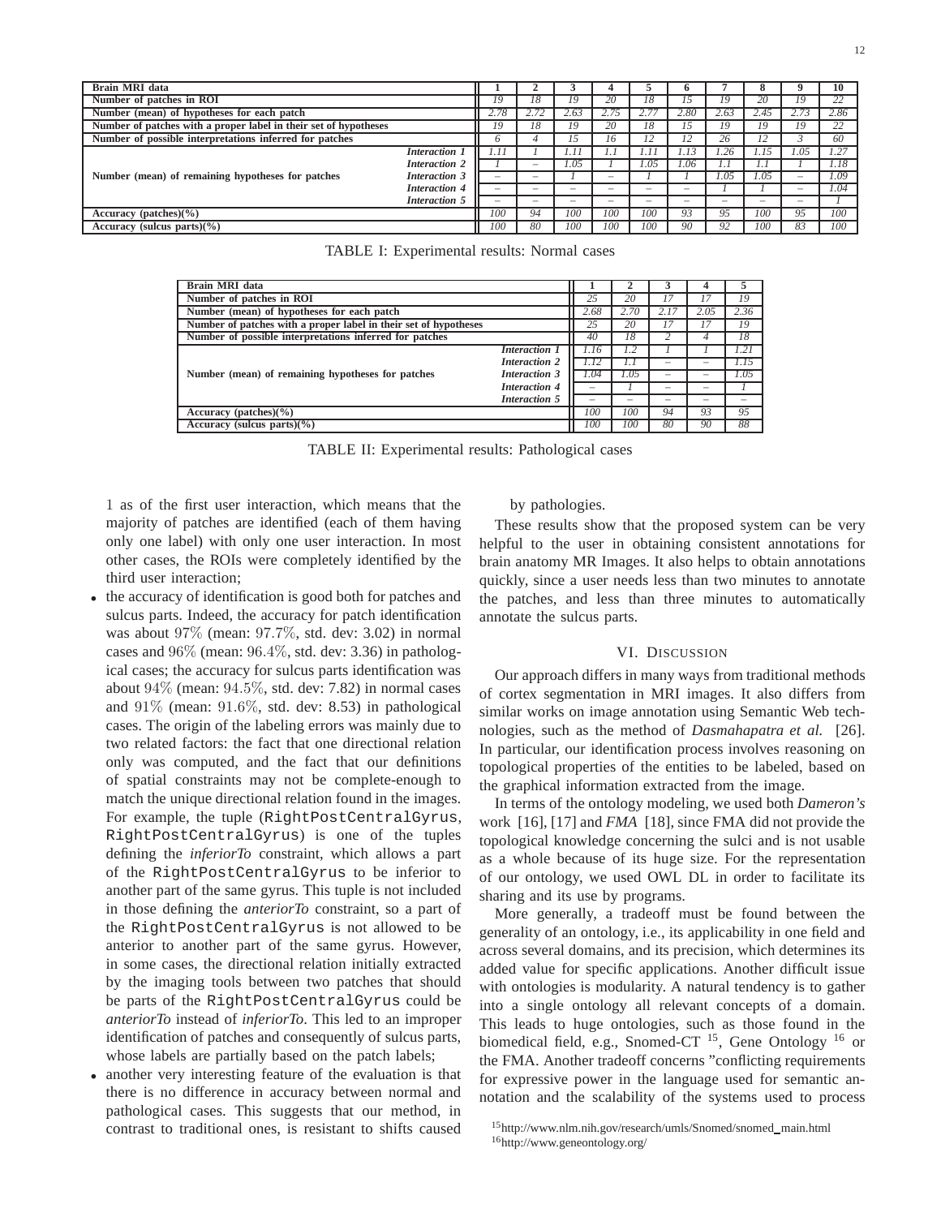| Brain MRI data | | 1 | 2 | 3 | 4 | 5 | 6 | 7 | 8 | 9 | 10 |
|---|---|---|---|---|---|---|---|---|---|---|---|
| Number of patches in ROI | | 19 | 18 | 19 | 20 | 18 | 15 | 19 | 20 | 19 | 22 |
| Number (mean) of hypotheses for each patch | | 2.78 | 2.72 | 2.63 | 2.75 | 2.77 | 2.80 | 2.63 | 2.45 | 2.73 | 2.86 |
| Number of patches with a proper label in their set of hypotheses | | 19 | 18 | 19 | 20 | 18 | 15 | 19 | 19 | 19 | 22 |
| Number of possible interpretations inferred for patches | | 6 | 4 | 15 | 16 | 12 | 12 | 26 | 12 | 3 | 60 |
| Number (mean) of remaining hypotheses for patches | *Interaction 1* | 1.11 | 1 | 1.11 | 1.1 | 1.11 | 1.13 | 1.26 | 1.15 | 1.05 | 1.27 |
| | *Interaction 2* | 1 | – | 1.05 | 1 | 1.05 | 1.06 | 1.1 | 1.1 | 1 | 1.18 |
| | *Interaction 3* | – | – | 1 | – | 1 | 1 | 1.05 | 1.05 | – | 1.09 |
| | *Interaction 4* | – | – | – | – | – | – | 1 | 1 | – | 1.04 |
| | *Interaction 5* | – | – | – | – | – | – | – | – | – | 1 |
| Accuracy (patches)(%) | | 100 | 94 | 100 | 100 | 100 | 93 | 95 | 100 | 95 | 100 |
| Accuracy (sulcus parts)(%) | | 100 | 80 | 100 | 100 | 100 | 90 | 92 | 100 | 83 | 100 |

TABLE I: Experimental results: Normal cases

| Brain MRI data | | 1 | 2 | 3 | 4 | 5 |
|---|---|---|---|---|---|---|
| Number of patches in ROI | | 25 | 20 | 17 | 17 | 19 |
| Number (mean) of hypotheses for each patch | | 2.68 | 2.70 | 2.17 | 2.05 | 2.36 |
| Number of patches with a proper label in their set of hypotheses | | 25 | 20 | 17 | 17 | 19 |
| Number of possible interpretations inferred for patches | | 40 | 18 | 2 | 4 | 18 |
| Number (mean) of remaining hypotheses for patches | *Interaction 1* | 1.16 | 1.2 | 1 | 1 | 1.21 |
| | *Interaction 2* | 1.12 | 1.1 | – | – | 1.15 |
| | *Interaction 3* | 1.04 | 1.05 | – | – | 1.05 |
| | *Interaction 4* | – | 1 | – | – | 1 |
| | *Interaction 5* | – | – | – | – | – |
| Accuracy (patches)(%) | | 100 | 100 | 94 | 93 | 95 |
| Accuracy (sulcus parts)(%) | | 100 | 100 | 80 | 90 | 88 |

TABLE II: Experimental results: Pathological cases

1 as of the first user interaction, which means that the majority of patches are identified (each of them having only one label) with only one user interaction. In most other cases, the ROIs were completely identified by the third user interaction;

- the accuracy of identification is good both for patches and sulcus parts. Indeed, the accuracy for patch identification was about $97\%$ (mean: $97.7\%$, std. dev: 3.02) in normal cases and $96\%$ (mean: $96.4\%$, std. dev: 3.36) in pathological cases; the accuracy for sulcus parts identification was about $94\%$ (mean: $94.5\%$, std. dev: 7.82) in normal cases and $91\%$ (mean: $91.6\%$, std. dev: 8.53) in pathological cases. The origin of the labeling errors was mainly due to two related factors: the fact that one directional relation only was computed, and the fact that our definitions of spatial constraints may not be complete-enough to match the unique directional relation found in the images. For example, the tuple (`RightPostCentralGyrus`, `RightPostCentralGyrus`) is one of the tuples defining the *inferiorTo* constraint, which allows a part of the `RightPostCentralGyrus` to be inferior to another part of the same gyrus. This tuple is not included in those defining the *anteriorTo* constraint, so a part of the `RightPostCentralGyrus` is not allowed to be anterior to another part of the same gyrus. However, in some cases, the directional relation initially extracted by the imaging tools between two patches that should be parts of the `RightPostCentralGyrus` could be *anteriorTo* instead of *inferiorTo*. This led to an improper identification of patches and consequently of sulcus parts, whose labels are partially based on the patch labels;
- another very interesting feature of the evaluation is that there is no difference in accuracy between normal and pathological cases. This suggests that our method, in contrast to traditional ones, is resistant to shifts caused by pathologies.

These results show that the proposed system can be very helpful to the user in obtaining consistent annotations for brain anatomy MR Images. It also helps to obtain annotations quickly, since a user needs less than two minutes to annotate the patches, and less than three minutes to automatically annotate the sulcus parts.

## VI. Discussion

Our approach differs in many ways from traditional methods of cortex segmentation in MRI images. It also differs from similar works on image annotation using Semantic Web technologies, such as the method of *Dasmahapatra et al.* [26]. In particular, our identification process involves reasoning on topological properties of the entities to be labeled, based on the graphical information extracted from the image.

In terms of the ontology modeling, we used both *Dameron's* work [16], [17] and *FMA* [18], since FMA did not provide the topological knowledge concerning the sulci and is not usable as a whole because of its huge size. For the representation of our ontology, we used OWL DL in order to facilitate its sharing and its use by programs.

More generally, a tradeoff must be found between the generality of an ontology, i.e., its applicability in one field and across several domains, and its precision, which determines its added value for specific applications. Another difficult issue with ontologies is modularity. A natural tendency is to gather into a single ontology all relevant concepts of a domain. This leads to huge ontologies, such as those found in the biomedical field, e.g., Snomed-CT [15], Gene Ontology [16] or the FMA. Another tradeoff concerns "conflicting requirements for expressive power in the language used for semantic annotation and the scalability of the systems used to process

[15]http://www.nlm.nih.gov/research/umls/Snomed/snomed_main.html

[16]http://www.geneontology.org/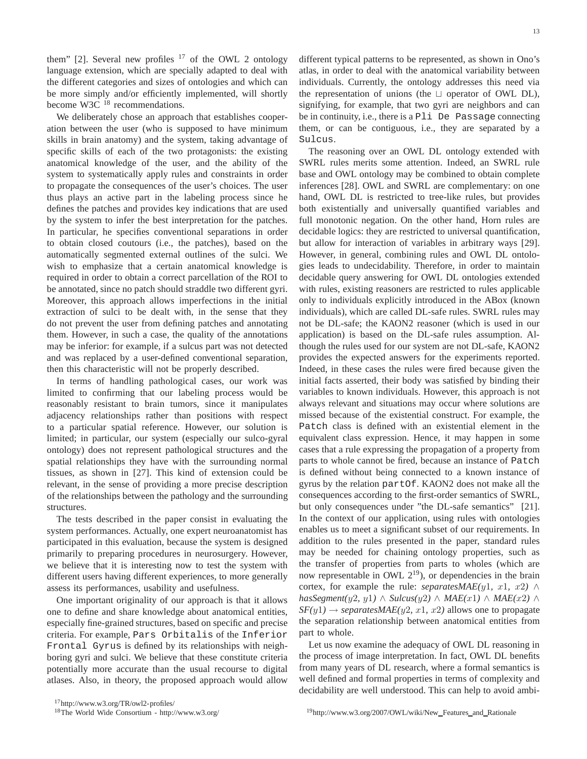them" [2]. Several new profiles [17] of the OWL 2 ontology language extension, which are specially adapted to deal with the different categories and sizes of ontologies and which can be more simply and/or efficiently implemented, will shortly become W3C [18] recommendations.

We deliberately chose an approach that establishes cooperation between the user (who is supposed to have minimum skills in brain anatomy) and the system, taking advantage of specific skills of each of the two protagonists: the existing anatomical knowledge of the user, and the ability of the system to systematically apply rules and constraints in order to propagate the consequences of the user's choices. The user thus plays an active part in the labeling process since he defines the patches and provides key indications that are used by the system to infer the best interpretation for the patches. In particular, he specifies conventional separations in order to obtain closed coutours (i.e., the patches), based on the automatically segmented external outlines of the sulci. We wish to emphasize that a certain anatomical knowledge is required in order to obtain a correct parcellation of the ROI to be annotated, since no patch should straddle two different gyri. Moreover, this approach allows imperfections in the initial extraction of sulci to be dealt with, in the sense that they do not prevent the user from defining patches and annotating them. However, in such a case, the quality of the annotations may be inferior: for example, if a sulcus part was not detected and was replaced by a user-defined conventional separation, then this characteristic will not be properly described.

In terms of handling pathological cases, our work was limited to confirming that our labeling process would be reasonably resistant to brain tumors, since it manipulates adjacency relationships rather than positions with respect to a particular spatial reference. However, our solution is limited; in particular, our system (especially our sulco-gyral ontology) does not represent pathological structures and the spatial relationships they have with the surrounding normal tissues, as shown in [27]. This kind of extension could be relevant, in the sense of providing a more precise description of the relationships between the pathology and the surrounding structures.

The tests described in the paper consist in evaluating the system performances. Actually, one expert neuroanatomist has participated in this evaluation, because the system is designed primarily to preparing procedures in neurosurgery. However, we believe that it is interesting now to test the system with different users having different experiences, to more generally assess its performances, usability and usefulness.

One important originality of our approach is that it allows one to define and share knowledge about anatomical entities, especially fine-grained structures, based on specific and precise criteria. For example, `Pars Orbitalis` of the `Inferior Frontal Gyrus` is defined by its relationships with neighboring gyri and sulci. We believe that these constitute criteria potentially more accurate than the usual recourse to digital atlases. Also, in theory, the proposed approach would allow different typical patterns to be represented, as shown in Ono's atlas, in order to deal with the anatomical variability between individuals. Currently, the ontology addresses this need via the representation of unions (the $\sqcup$ operator of OWL DL), signifying, for example, that two gyri are neighbors and can be in continuity, i.e., there is a `Pli De Passage` connecting them, or can be contiguous, i.e., they are separated by a `Sulcus`.

The reasoning over an OWL DL ontology extended with SWRL rules merits some attention. Indeed, an SWRL rule base and OWL ontology may be combined to obtain complete inferences [28]. OWL and SWRL are complementary: on one hand, OWL DL is restricted to tree-like rules, but provides both existentially and universally quantified variables and full monotonic negation. On the other hand, Horn rules are decidable logics: they are restricted to universal quantification, but allow for interaction of variables in arbitrary ways [29]. However, in general, combining rules and OWL DL ontologies leads to undecidability. Therefore, in order to maintain decidable query answering for OWL DL ontologies extended with rules, existing reasoners are restricted to rules applicable only to individuals explicitly introduced in the ABox (known individuals), which are called DL-safe rules. SWRL rules may not be DL-safe; the KAON2 reasoner (which is used in our application) is based on the DL-safe rules assumption. Although the rules used for our system are not DL-safe, KAON2 provides the expected answers for the experiments reported. Indeed, in these cases the rules were fired because given the initial facts asserted, their body was satisfied by binding their variables to known individuals. However, this approach is not always relevant and situations may occur where solutions are missed because of the existential construct. For example, the `Patch` class is defined with an existential element in the equivalent class expression. Hence, it may happen in some cases that a rule expressing the propagation of a property from parts to whole cannot be fired, because an instance of `Patch` is defined without being connected to a known instance of gyrus by the relation `partOf`. KAON2 does not make all the consequences according to the first-order semantics of SWRL, but only consequences under "the DL-safe semantics" [21]. In the context of our application, using rules with ontologies enables us to meet a significant subset of our requirements. In addition to the rules presented in the paper, standard rules may be needed for chaining ontology properties, such as the transfer of properties from parts to wholes (which are now representable in OWL 2[19]), or dependencies in the brain cortex, for example the rule: *separatesMAE*$(y1, x1, x2) \wedge$ *hasSegment*$(y2, y1) \wedge$ *Sulcus*$(y2) \wedge$ *MAE*$(x1) \wedge$ *MAE*$(x2) \wedge$ *SF*$(y1) \rightarrow$ *separatesMAE*$(y2, x1, x2)$ allows one to propagate the separation relationship between anatomical entities from part to whole.

Let us now examine the adequacy of OWL DL reasoning in the process of image interpretation. In fact, OWL DL benefits from many years of DL research, where a formal semantics is well defined and formal properties in terms of complexity and decidability are well understood. This can help to avoid ambi-

[17] http://www.w3.org/TR/owl2-profiles/

[18] The World Wide Consortium - http://www.w3.org/

[19] http://www.w3.org/2007/OWL/wiki/New_Features_and_Rationale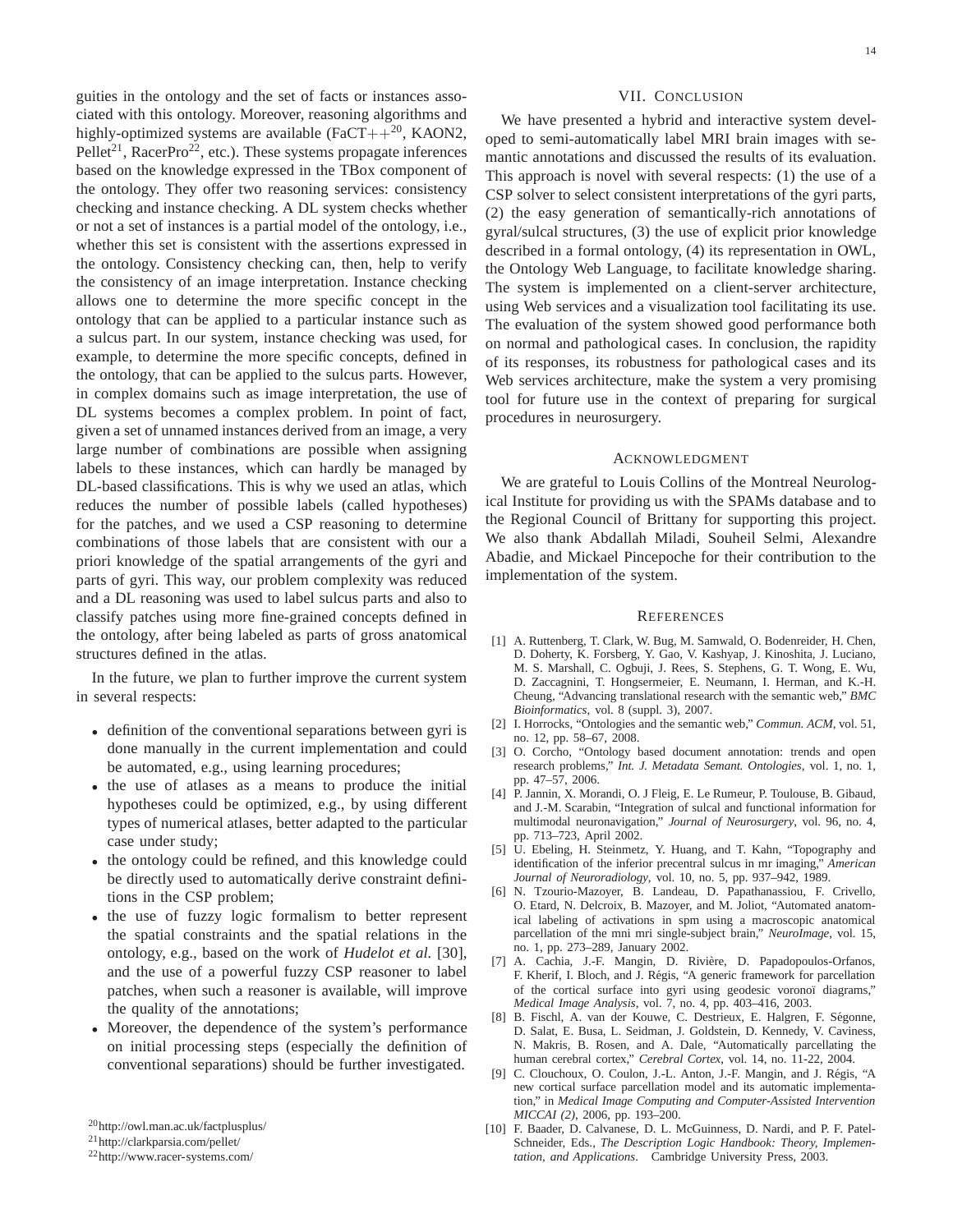guities in the ontology and the set of facts or instances associated with this ontology. Moreover, reasoning algorithms and highly-optimized systems are available (FaCT++[20], KAON2, Pellet[21], RacerPro[22], etc.). These systems propagate inferences based on the knowledge expressed in the TBox component of the ontology. They offer two reasoning services: consistency checking and instance checking. A DL system checks whether or not a set of instances is a partial model of the ontology, i.e., whether this set is consistent with the assertions expressed in the ontology. Consistency checking can, then, help to verify the consistency of an image interpretation. Instance checking allows one to determine the more specific concept in the ontology that can be applied to a particular instance such as a sulcus part. In our system, instance checking was used, for example, to determine the more specific concepts, defined in the ontology, that can be applied to the sulcus parts. However, in complex domains such as image interpretation, the use of DL systems becomes a complex problem. In point of fact, given a set of unnamed instances derived from an image, a very large number of combinations are possible when assigning labels to these instances, which can hardly be managed by DL-based classifications. This is why we used an atlas, which reduces the number of possible labels (called hypotheses) for the patches, and we used a CSP reasoning to determine combinations of those labels that are consistent with our a priori knowledge of the spatial arrangements of the gyri and parts of gyri. This way, our problem complexity was reduced and a DL reasoning was used to label sulcus parts and also to classify patches using more fine-grained concepts defined in the ontology, after being labeled as parts of gross anatomical structures defined in the atlas.

In the future, we plan to further improve the current system in several respects:

- definition of the conventional separations between gyri is done manually in the current implementation and could be automated, e.g., using learning procedures;
- the use of atlases as a means to produce the initial hypotheses could be optimized, e.g., by using different types of numerical atlases, better adapted to the particular case under study;
- the ontology could be refined, and this knowledge could be directly used to automatically derive constraint definitions in the CSP problem;
- the use of fuzzy logic formalism to better represent the spatial constraints and the spatial relations in the ontology, e.g., based on the work of *Hudelot et al.* [30], and the use of a powerful fuzzy CSP reasoner to label patches, when such a reasoner is available, will improve the quality of the annotations;
- Moreover, the dependence of the system's performance on initial processing steps (especially the definition of conventional separations) should be further investigated.

[20] http://owl.man.ac.uk/factplusplus/

[21] http://clarkparsia.com/pellet/

[22] http://www.racer-systems.com/

## VII. Conclusion

We have presented a hybrid and interactive system developed to semi-automatically label MRI brain images with semantic annotations and discussed the results of its evaluation. This approach is novel with several respects: (1) the use of a CSP solver to select consistent interpretations of the gyri parts, (2) the easy generation of semantically-rich annotations of gyral/sulcal structures, (3) the use of explicit prior knowledge described in a formal ontology, (4) its representation in OWL, the Ontology Web Language, to facilitate knowledge sharing. The system is implemented on a client-server architecture, using Web services and a visualization tool facilitating its use. The evaluation of the system showed good performance both on normal and pathological cases. In conclusion, the rapidity of its responses, its robustness for pathological cases and its Web services architecture, make the system a very promising tool for future use in the context of preparing for surgical procedures in neurosurgery.

## Acknowledgment

We are grateful to Louis Collins of the Montreal Neurological Institute for providing us with the SPAMs database and to the Regional Council of Brittany for supporting this project. We also thank Abdallah Miladi, Souheil Selmi, Alexandre Abadie, and Mickael Pincepoche for their contribution to the implementation of the system.

## References

[1] A. Ruttenberg, T. Clark, W. Bug, M. Samwald, O. Bodenreider, H. Chen, D. Doherty, K. Forsberg, Y. Gao, V. Kashyap, J. Kinoshita, J. Luciano, M. S. Marshall, C. Ogbuji, J. Rees, S. Stephens, G. T. Wong, E. Wu, D. Zaccagnini, T. Hongsermeier, E. Neumann, I. Herman, and K.-H. Cheung, "Advancing translational research with the semantic web," *BMC Bioinformatics*, vol. 8 (suppl. 3), 2007.

[2] I. Horrocks, "Ontologies and the semantic web," *Commun. ACM*, vol. 51, no. 12, pp. 58–67, 2008.

[3] O. Corcho, "Ontology based document annotation: trends and open research problems," *Int. J. Metadata Semant. Ontologies*, vol. 1, no. 1, pp. 47–57, 2006.

[4] P. Jannin, X. Morandi, O. J Fleig, E. Le Rumeur, P. Toulouse, B. Gibaud, and J.-M. Scarabin, "Integration of sulcal and functional information for multimodal neuronavigation," *Journal of Neurosurgery*, vol. 96, no. 4, pp. 713–723, April 2002.

[5] U. Ebeling, H. Steinmetz, Y. Huang, and T. Kahn, "Topography and identification of the inferior precentral sulcus in mr imaging," *American Journal of Neuroradiology*, vol. 10, no. 5, pp. 937–942, 1989.

[6] N. Tzourio-Mazoyer, B. Landeau, D. Papathanassiou, F. Crivello, O. Etard, N. Delcroix, B. Mazoyer, and M. Joliot, "Automated anatomical labeling of activations in spm using a macroscopic anatomical parcellation of the mni mri single-subject brain," *NeuroImage*, vol. 15, no. 1, pp. 273–289, January 2002.

[7] A. Cachia, J.-F. Mangin, D. Rivière, D. Papadopoulos-Orfanos, F. Kherif, I. Bloch, and J. Régis, "A generic framework for parcellation of the cortical surface into gyri using geodesic voronoï diagrams," *Medical Image Analysis*, vol. 7, no. 4, pp. 403–416, 2003.

[8] B. Fischl, A. van der Kouwe, C. Destrieux, E. Halgren, F. Ségonne, D. Salat, E. Busa, L. Seidman, J. Goldstein, D. Kennedy, V. Caviness, N. Makris, B. Rosen, and A. Dale, "Automatically parcellating the human cerebral cortex," *Cerebral Cortex*, vol. 14, no. 11-22, 2004.

[9] C. Clouchoux, O. Coulon, J.-L. Anton, J.-F. Mangin, and J. Régis, "A new cortical surface parcellation model and its automatic implementation," in *Medical Image Computing and Computer-Assisted Intervention MICCAI (2)*, 2006, pp. 193–200.

[10] F. Baader, D. Calvanese, D. L. McGuinness, D. Nardi, and P. F. Patel-Schneider, Eds., *The Description Logic Handbook: Theory, Implementation, and Applications*. Cambridge University Press, 2003.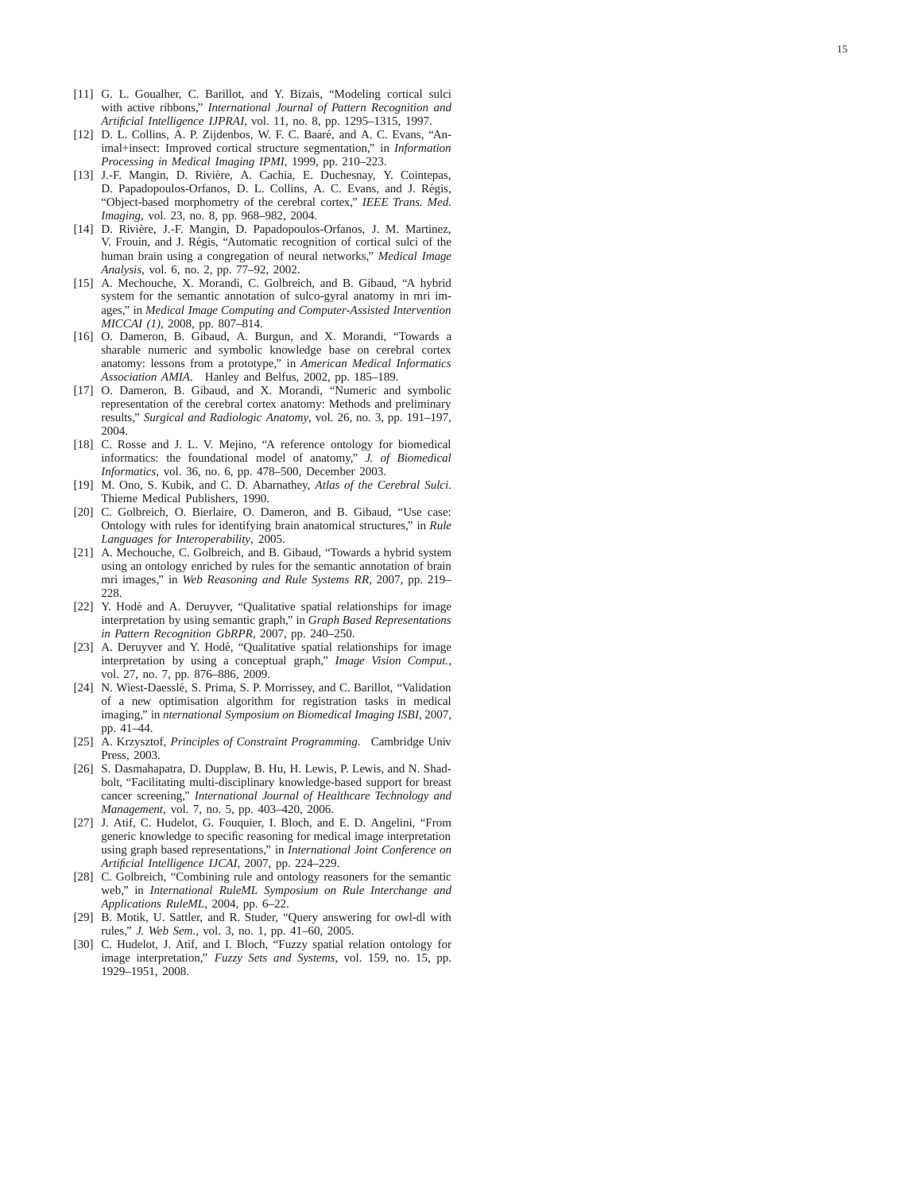[11] G. L. Goualher, C. Barillot, and Y. Bizais, "Modeling cortical sulci with active ribbons," *International Journal of Pattern Recognition and Artificial Intelligence IJPRAI*, vol. 11, no. 8, pp. 1295–1315, 1997.

[12] D. L. Collins, A. P. Zijdenbos, W. F. C. Baaré, and A. C. Evans, "Animal+insect: Improved cortical structure segmentation," in *Information Processing in Medical Imaging IPMI*, 1999, pp. 210–223.

[13] J.-F. Mangin, D. Rivière, A. Cachia, E. Duchesnay, Y. Cointepas, D. Papadopoulos-Orfanos, D. L. Collins, A. C. Evans, and J. Régis, "Object-based morphometry of the cerebral cortex," *IEEE Trans. Med. Imaging*, vol. 23, no. 8, pp. 968–982, 2004.

[14] D. Rivière, J.-F. Mangin, D. Papadopoulos-Orfanos, J. M. Martinez, V. Frouin, and J. Régis, "Automatic recognition of cortical sulci of the human brain using a congregation of neural networks," *Medical Image Analysis*, vol. 6, no. 2, pp. 77–92, 2002.

[15] A. Mechouche, X. Morandi, C. Golbreich, and B. Gibaud, "A hybrid system for the semantic annotation of sulco-gyral anatomy in mri images," in *Medical Image Computing and Computer-Assisted Intervention MICCAI (1)*, 2008, pp. 807–814.

[16] O. Dameron, B. Gibaud, A. Burgun, and X. Morandi, "Towards a sharable numeric and symbolic knowledge base on cerebral cortex anatomy: lessons from a prototype," in *American Medical Informatics Association AMIA*. Hanley and Belfus, 2002, pp. 185–189.

[17] O. Dameron, B. Gibaud, and X. Morandi, "Numeric and symbolic representation of the cerebral cortex anatomy: Methods and preliminary results," *Surgical and Radiologic Anatomy*, vol. 26, no. 3, pp. 191–197, 2004.

[18] C. Rosse and J. L. V. Mejino, "A reference ontology for biomedical informatics: the foundational model of anatomy," *J. of Biomedical Informatics*, vol. 36, no. 6, pp. 478–500, December 2003.

[19] M. Ono, S. Kubik, and C. D. Abarnathey, *Atlas of the Cerebral Sulci*. Thieme Medical Publishers, 1990.

[20] C. Golbreich, O. Bierlaire, O. Dameron, and B. Gibaud, "Use case: Ontology with rules for identifying brain anatomical structures," in *Rule Languages for Interoperability*, 2005.

[21] A. Mechouche, C. Golbreich, and B. Gibaud, "Towards a hybrid system using an ontology enriched by rules for the semantic annotation of brain mri images," in *Web Reasoning and Rule Systems RR*, 2007, pp. 219–228.

[22] Y. Hodé and A. Deruyver, "Qualitative spatial relationships for image interpretation by using semantic graph," in *Graph Based Representations in Pattern Recognition GbRPR*, 2007, pp. 240–250.

[23] A. Deruyver and Y. Hodé, "Qualitative spatial relationships for image interpretation by using a conceptual graph," *Image Vision Comput.*, vol. 27, no. 7, pp. 876–886, 2009.

[24] N. Wiest-Daesslé, S. Prima, S. P. Morrissey, and C. Barillot, "Validation of a new optimisation algorithm for registration tasks in medical imaging," in *nternational Symposium on Biomedical Imaging ISBI*, 2007, pp. 41–44.

[25] A. Krzysztof, *Principles of Constraint Programming*. Cambridge Univ Press, 2003.

[26] S. Dasmahapatra, D. Dupplaw, B. Hu, H. Lewis, P. Lewis, and N. Shadbolt, "Facilitating multi-disciplinary knowledge-based support for breast cancer screening," *International Journal of Healthcare Technology and Management*, vol. 7, no. 5, pp. 403–420, 2006.

[27] J. Atif, C. Hudelot, G. Fouquier, I. Bloch, and E. D. Angelini, "From generic knowledge to specific reasoning for medical image interpretation using graph based representations," in *International Joint Conference on Artificial Intelligence IJCAI*, 2007, pp. 224–229.

[28] C. Golbreich, "Combining rule and ontology reasoners for the semantic web," in *International RuleML Symposium on Rule Interchange and Applications RuleML*, 2004, pp. 6–22.

[29] B. Motik, U. Sattler, and R. Studer, "Query answering for owl-dl with rules," *J. Web Sem.*, vol. 3, no. 1, pp. 41–60, 2005.

[30] C. Hudelot, J. Atif, and I. Bloch, "Fuzzy spatial relation ontology for image interpretation," *Fuzzy Sets and Systems*, vol. 159, no. 15, pp. 1929–1951, 2008.